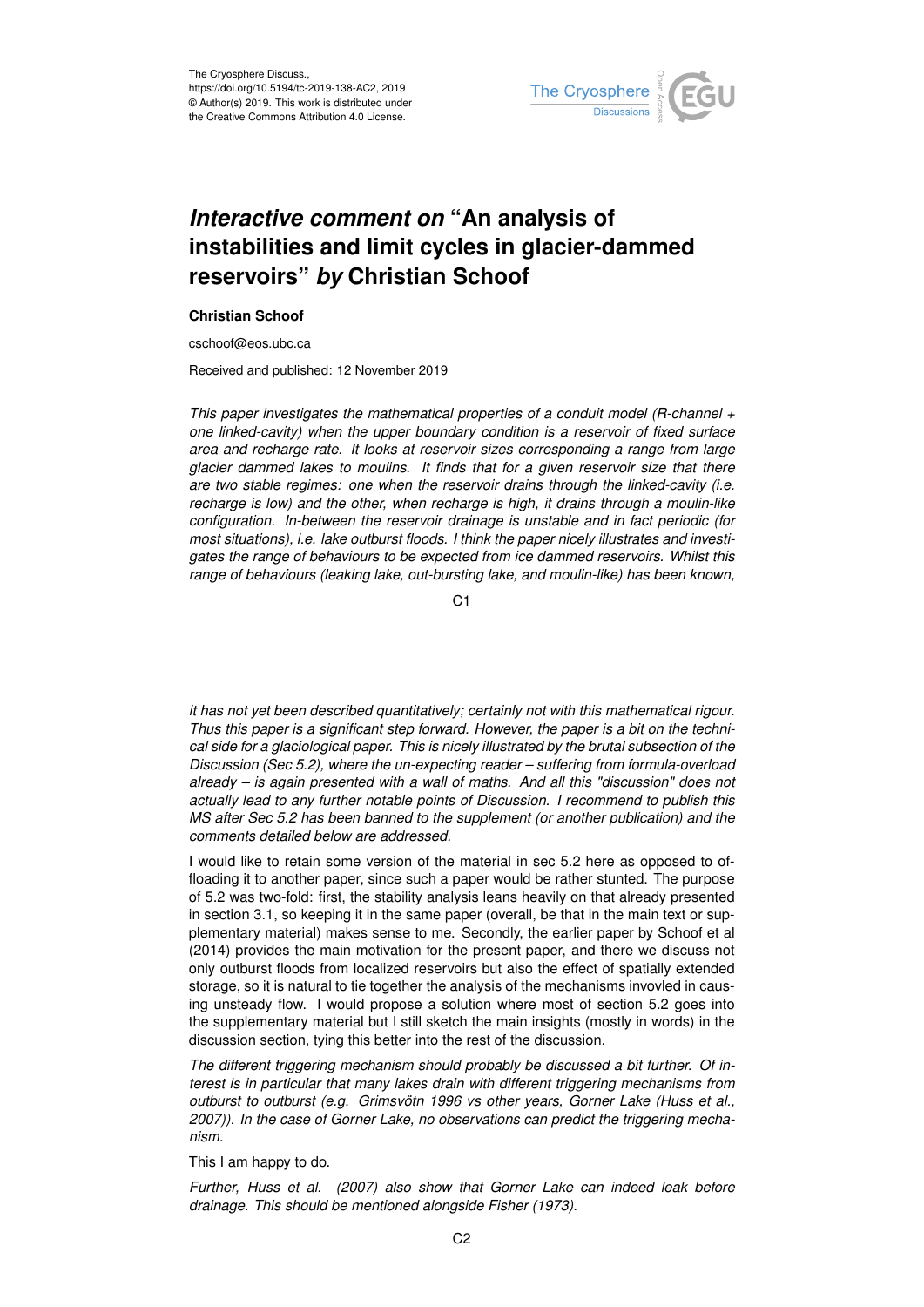The Cryosphere Discuss.,
https://doi.org/10.5194/tc-2019-138-AC2, 2019
© Author(s) 2019. This work is distributed under
the Creative Commons Attribution 4.0 License.

# *Interactive comment on* "An analysis of instabilities and limit cycles in glacier-dammed reservoirs" *by* Christian Schoof

**Christian Schoof**

cschoof@eos.ubc.ca

Received and published: 12 November 2019

*This paper investigates the mathematical properties of a conduit model (R-channel + one linked-cavity) when the upper boundary condition is a reservoir of fixed surface area and recharge rate. It looks at reservoir sizes corresponding a range from large glacier dammed lakes to moulins. It finds that for a given reservoir size that there are two stable regimes: one when the reservoir drains through the linked-cavity (i.e. recharge is low) and the other, when recharge is high, it drains through a moulin-like configuration. In-between the reservoir drainage is unstable and in fact periodic (for most situations), i.e. lake outburst floods. I think the paper nicely illustrates and investigates the range of behaviours to be expected from ice dammed reservoirs. Whilst this range of behaviours (leaking lake, out-bursting lake, and moulin-like) has been known, it has not yet been described quantitatively; certainly not with this mathematical rigour. Thus this paper is a significant step forward. However, the paper is a bit on the technical side for a glaciological paper. This is nicely illustrated by the brutal subsection of the Discussion (Sec 5.2), where the un-expecting reader – suffering from formula-overload already – is again presented with a wall of maths. And all this "discussion" does not actually lead to any further notable points of Discussion. I recommend to publish this MS after Sec 5.2 has been banned to the supplement (or another publication) and the comments detailed below are addressed.*

I would like to retain some version of the material in sec 5.2 here as opposed to offloading it to another paper, since such a paper would be rather stunted. The purpose of 5.2 was two-fold: first, the stability analysis leans heavily on that already presented in section 3.1, so keeping it in the same paper (overall, be that in the main text or supplementary material) makes sense to me. Secondly, the earlier paper by Schoof et al (2014) provides the main motivation for the present paper, and there we discuss not only outburst floods from localized reservoirs but also the effect of spatially extended storage, so it is natural to tie together the analysis of the mechanisms invovled in causing unsteady flow. I would propose a solution where most of section 5.2 goes into the supplementary material but I still sketch the main insights (mostly in words) in the discussion section, tying this better into the rest of the discussion.

*The different triggering mechanism should probably be discussed a bit further. Of interest is in particular that many lakes drain with different triggering mechanisms from outburst to outburst (e.g. Grimsvötn 1996 vs other years, Gorner Lake (Huss et al., 2007)). In the case of Gorner Lake, no observations can predict the triggering mechanism.*

This I am happy to do.

*Further, Huss et al. (2007) also show that Gorner Lake can indeed leak before drainage. This should be mentioned alongside Fisher (1973).*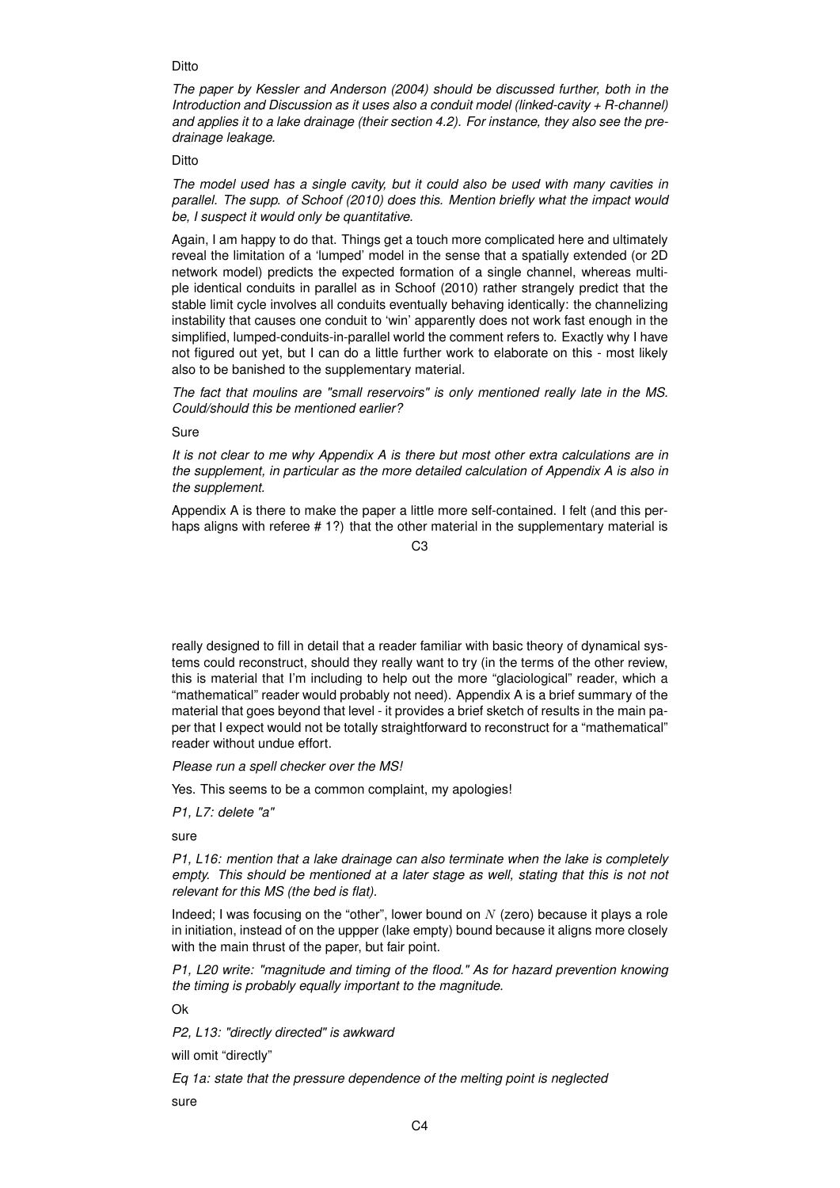Ditto

*The paper by Kessler and Anderson (2004) should be discussed further, both in the Introduction and Discussion as it uses also a conduit model (linked-cavity + R-channel) and applies it to a lake drainage (their section 4.2). For instance, they also see the pre-drainage leakage.*

Ditto

*The model used has a single cavity, but it could also be used with many cavities in parallel. The supp. of Schoof (2010) does this. Mention briefly what the impact would be, I suspect it would only be quantitative.*

Again, I am happy to do that. Things get a touch more complicated here and ultimately reveal the limitation of a 'lumped' model in the sense that a spatially extended (or 2D network model) predicts the expected formation of a single channel, whereas multiple identical conduits in parallel as in Schoof (2010) rather strangely predict that the stable limit cycle involves all conduits eventually behaving identically: the channelizing instability that causes one conduit to 'win' apparently does not work fast enough in the simplified, lumped-conduits-in-parallel world the comment refers to. Exactly why I have not figured out yet, but I can do a little further work to elaborate on this - most likely also to be banished to the supplementary material.

*The fact that moulins are "small reservoirs" is only mentioned really late in the MS. Could/should this be mentioned earlier?*

Sure

*It is not clear to me why Appendix A is there but most other extra calculations are in the supplement, in particular as the more detailed calculation of Appendix A is also in the supplement.*

Appendix A is there to make the paper a little more self-contained. I felt (and this perhaps aligns with referee # 1?) that the other material in the supplementary material is really designed to fill in detail that a reader familiar with basic theory of dynamical systems could reconstruct, should they really want to try (in the terms of the other review, this is material that I'm including to help out the more "glaciological" reader, which a "mathematical" reader would probably not need). Appendix A is a brief summary of the material that goes beyond that level - it provides a brief sketch of results in the main paper that I expect would not be totally straightforward to reconstruct for a "mathematical" reader without undue effort.

*Please run a spell checker over the MS!*

Yes. This seems to be a common complaint, my apologies!

*P1, L7: delete "a"*

sure

*P1, L16: mention that a lake drainage can also terminate when the lake is completely empty. This should be mentioned at a later stage as well, stating that this is not not relevant for this MS (the bed is flat).*

Indeed; I was focusing on the "other", lower bound on $N$ (zero) because it plays a role in initiation, instead of on the uppper (lake empty) bound because it aligns more closely with the main thrust of the paper, but fair point.

*P1, L20 write: "magnitude and timing of the flood." As for hazard prevention knowing the timing is probably equally important to the magnitude.*

Ok

*P2, L13: "directly directed" is awkward*

will omit "directly"

*Eq 1a: state that the pressure dependence of the melting point is neglected*

sure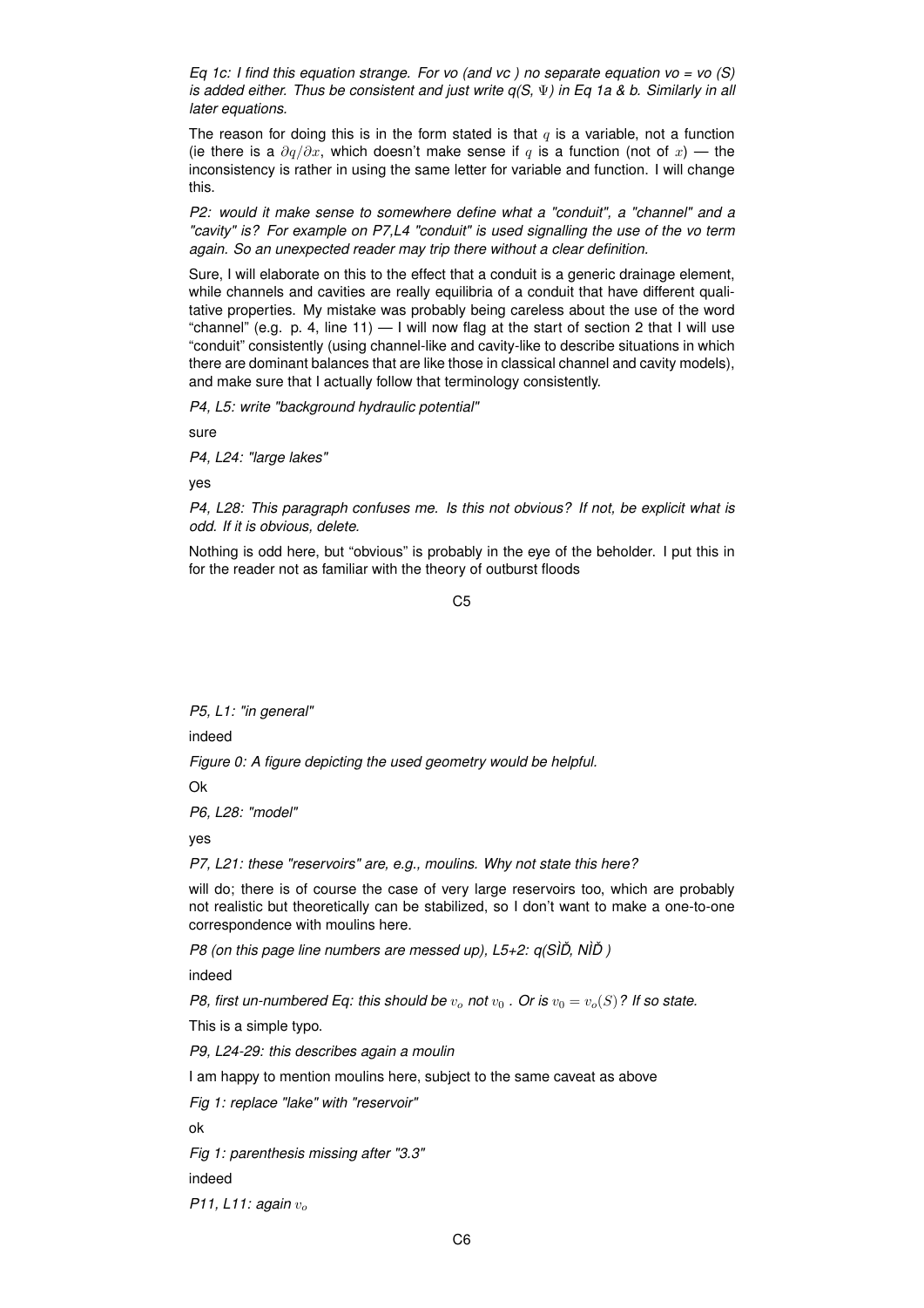*Eq 1c: I find this equation strange. For vo (and vc ) no separate equation vo = vo (S) is added either. Thus be consistent and just write q(S, $\Psi$) in Eq 1a & b. Similarly in all later equations.*

The reason for doing this is in the form stated is that $q$ is a variable, not a function (ie there is a $\partial q/\partial x$, which doesn't make sense if $q$ is a function (not of $x$) — the inconsistency is rather in using the same letter for variable and function. I will change this.

*P2: would it make sense to somewhere define what a "conduit", a "channel" and a "cavity" is? For example on P7,L4 "conduit" is used signalling the use of the vo term again. So an unexpected reader may trip there without a clear definition.*

Sure, I will elaborate on this to the effect that a conduit is a generic drainage element, while channels and cavities are really equilibria of a conduit that have different qualitative properties. My mistake was probably being careless about the use of the word "channel" (e.g. p. 4, line 11) — I will now flag at the start of section 2 that I will use "conduit" consistently (using channel-like and cavity-like to describe situations in which there are dominant balances that are like those in classical channel and cavity models), and make sure that I actually follow that terminology consistently.

*P4, L5: write "background hydraulic potential"*

sure

*P4, L24: "large lakes"*

yes

*P4, L28: This paragraph confuses me. Is this not obvious? If not, be explicit what is odd. If it is obvious, delete.*

Nothing is odd here, but "obvious" is probably in the eye of the beholder. I put this in for the reader not as familiar with the theory of outburst floods

*P5, L1: "in general"*

indeed

*Figure 0: A figure depicting the used geometry would be helpful.*

Ok

*P6, L28: "model"*

yes

*P7, L21: these "reservoirs" are, e.g., moulins. Why not state this here?*

will do; there is of course the case of very large reservoirs too, which are probably not realistic but theoretically can be stabilized, so I don't want to make a one-to-one correspondence with moulins here.

*P8 (on this page line numbers are messed up), L5+2: q(SÌĎ, NÌĎ )*

indeed

*P8, first un-numbered Eq: this should be $v_o$ not $v_0$ . Or is $v_0 = v_o(S)$? If so state.*

This is a simple typo.

*P9, L24-29: this describes again a moulin*

I am happy to mention moulins here, subject to the same caveat as above

*Fig 1: replace "lake" with "reservoir"*

ok

*Fig 1: parenthesis missing after "3.3"*

indeed

*P11, L11: again $v_o$*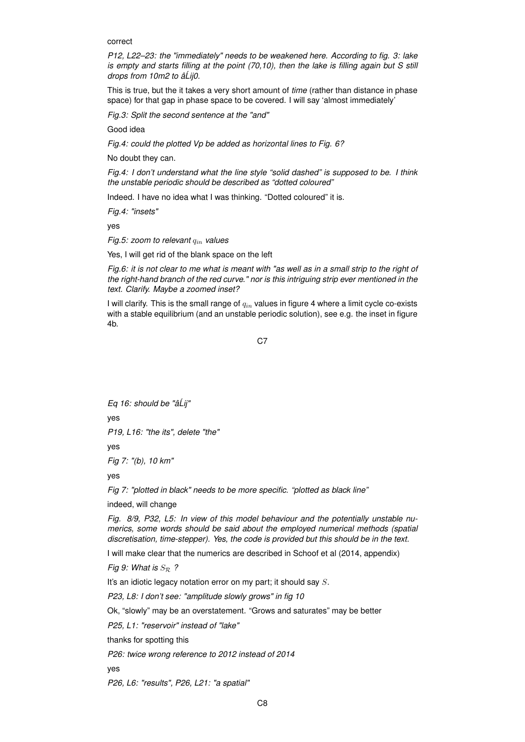correct

*P12, L22–23: the "immediately" needs to be weakened here. According to fig. 3: lake is empty and starts filling at the point (70,10), then the lake is filling again but S still drops from 10m2 to âĹij0.*

This is true, but the it takes a very short amount of *time* (rather than distance in phase space) for that gap in phase space to be covered. I will say 'almost immediately'

*Fig.3: Split the second sentence at the "and"*

Good idea

*Fig.4: could the plotted Vp be added as horizontal lines to Fig. 6?*

No doubt they can.

*Fig.4: I don't understand what the line style "solid dashed" is supposed to be. I think the unstable periodic should be described as "dotted coloured"*

Indeed. I have no idea what I was thinking. "Dotted coloured" it is.

*Fig.4: "insets"*

yes

*Fig.5: zoom to relevant $q_{in}$ values*

Yes, I will get rid of the blank space on the left

*Fig.6: it is not clear to me what is meant with "as well as in a small strip to the right of the right-hand branch of the red curve." nor is this intriguing strip ever mentioned in the text. Clarify. Maybe a zoomed inset?*

I will clarify. This is the small range of $q_{in}$ values in figure 4 where a limit cycle co-exists with a stable equilibrium (and an unstable periodic solution), see e.g. the inset in figure 4b.

*Eq 16: should be "âĹij"*

yes

*P19, L16: "the its", delete "the"*

yes

*Fig 7: "(b), 10 km"*

yes

*Fig 7: "plotted in black" needs to be more specific. "plotted as black line"*

indeed, will change

*Fig. 8/9, P32, L5: In view of this model behaviour and the potentially unstable numerics, some words should be said about the employed numerical methods (spatial discretisation, time-stepper). Yes, the code is provided but this should be in the text.*

I will make clear that the numerics are described in Schoof et al (2014, appendix)

*Fig 9: What is $S_{\mathcal{R}}$ ?*

It's an idiotic legacy notation error on my part; it should say $S$.

*P23, L8: I don't see: "amplitude slowly grows" in fig 10*

Ok, "slowly" may be an overstatement. "Grows and saturates" may be better

*P25, L1: "reservoir" instead of "lake"*

thanks for spotting this

*P26: twice wrong reference to 2012 instead of 2014*

yes

*P26, L6: "results", P26, L21: "a spatial"*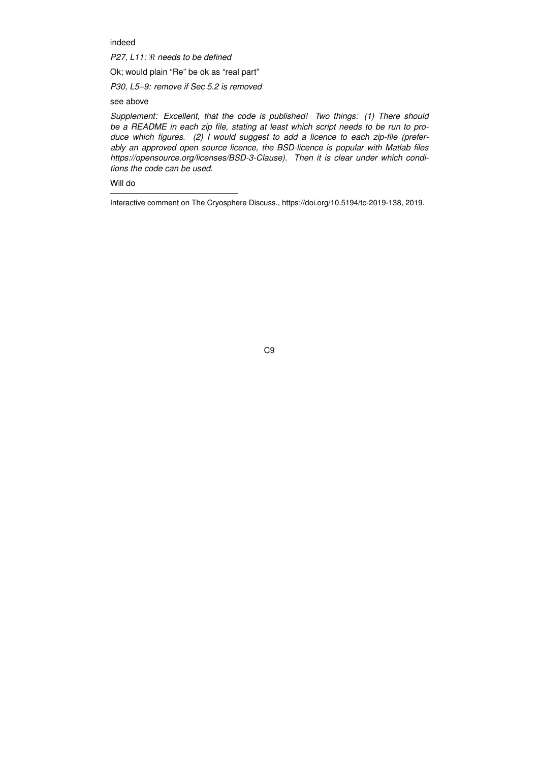indeed

*P27, L11: $\Re$ needs to be defined*

Ok; would plain "Re" be ok as "real part"

*P30, L5–9: remove if Sec 5.2 is removed*

see above

*Supplement: Excellent, that the code is published! Two things: (1) There should be a README in each zip file, stating at least which script needs to be run to produce which figures. (2) I would suggest to add a licence to each zip-file (preferably an approved open source licence, the BSD-licence is popular with Matlab files https://opensource.org/licenses/BSD-3-Clause). Then it is clear under which conditions the code can be used.*

Will do

---

Interactive comment on The Cryosphere Discuss., https://doi.org/10.5194/tc-2019-138, 2019.